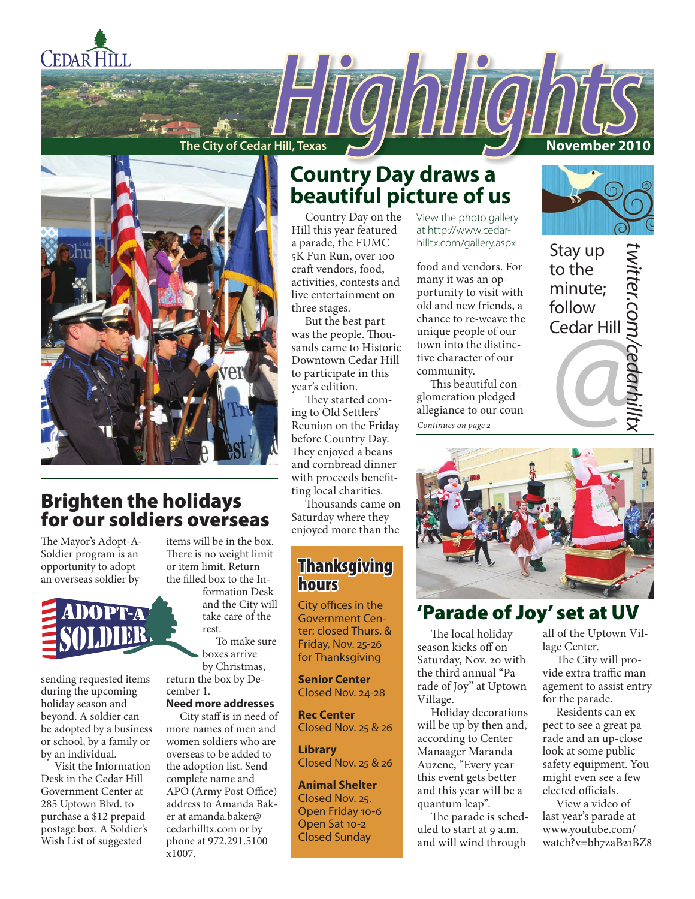Cedar Hill

# Highlights

The City of Cedar Hill, Texas

November 2010

## Country Day draws a beautiful picture of us

Country Day on the Hill this year featured a parade, the FUMC 5K Fun Run, over 100 craft vendors, food, activities, contests and live entertainment on three stages.

But the best part was the people. Thousands came to Historic Downtown Cedar Hill to participate in this year's edition.

They started coming to Old Settlers' Reunion on the Friday before Country Day. They enjoyed a beans and cornbread dinner with proceeds benefitting local charities.

Thousands came on Saturday where they enjoyed more than the food and vendors. For many it was an opportunity to visit with old and new friends, a chance to re-weave the unique people of our town into the distinctive character of our community.

This beautiful conglomeration pledged allegiance to our coun-

*Continues on page 2*

View the photo gallery at http://www.cedarhilltx.com/gallery.aspx

Stay up to the minute; follow Cedar Hill @ twitter.com/cedarhilltx

## Brighten the holidays for our soldiers overseas

The Mayor's Adopt-A-Soldier program is an opportunity to adopt an overseas soldier by sending requested items during the upcoming holiday season and beyond. A soldier can be adopted by a business or school, by a family or by an individual.

Visit the Information Desk in the Cedar Hill Government Center at 285 Uptown Blvd. to purchase a $12 prepaid postage box. A Soldier's Wish List of suggested items will be in the box. There is no weight limit or item limit. Return the filled box to the Information Desk and the City will take care of the rest.

To make sure boxes arrive by Christmas, return the box by December 1.

**Need more addresses**

City staff is in need of more names of men and women soldiers who are overseas to be added to the adoption list. Send complete name and APO (Army Post Office) address to Amanda Baker at amanda.baker@cedarhilltx.com or by phone at 972.291.5100 x1007.

## Thanksgiving hours

City offices in the Government Center: closed Thurs. & Friday, Nov. 25-26 for Thanksgiving

**Senior Center**
Closed Nov. 24-28

**Rec Center**
Closed Nov. 25 & 26

**Library**
Closed Nov. 25 & 26

**Animal Shelter**
Closed Nov. 25.
Open Friday 10-6
Open Sat 10-2
Closed Sunday

## 'Parade of Joy' set at UV

The local holiday season kicks off on Saturday, Nov. 20 with the third annual "Parade of Joy" at Uptown Village.

Holiday decorations will be up by then and, according to Center Manaager Maranda Auzene, "Every year this event gets better and this year will be a quantum leap".

The parade is scheduled to start at 9 a.m. and will wind through all of the Uptown Village Center.

The City will provide extra traffic management to assist entry for the parade.

Residents can expect to see a great parade and an up-close look at some public safety equipment. You might even see a few elected officials.

View a video of last year's parade at www.youtube.com/watch?v=bh7zaB21BZ8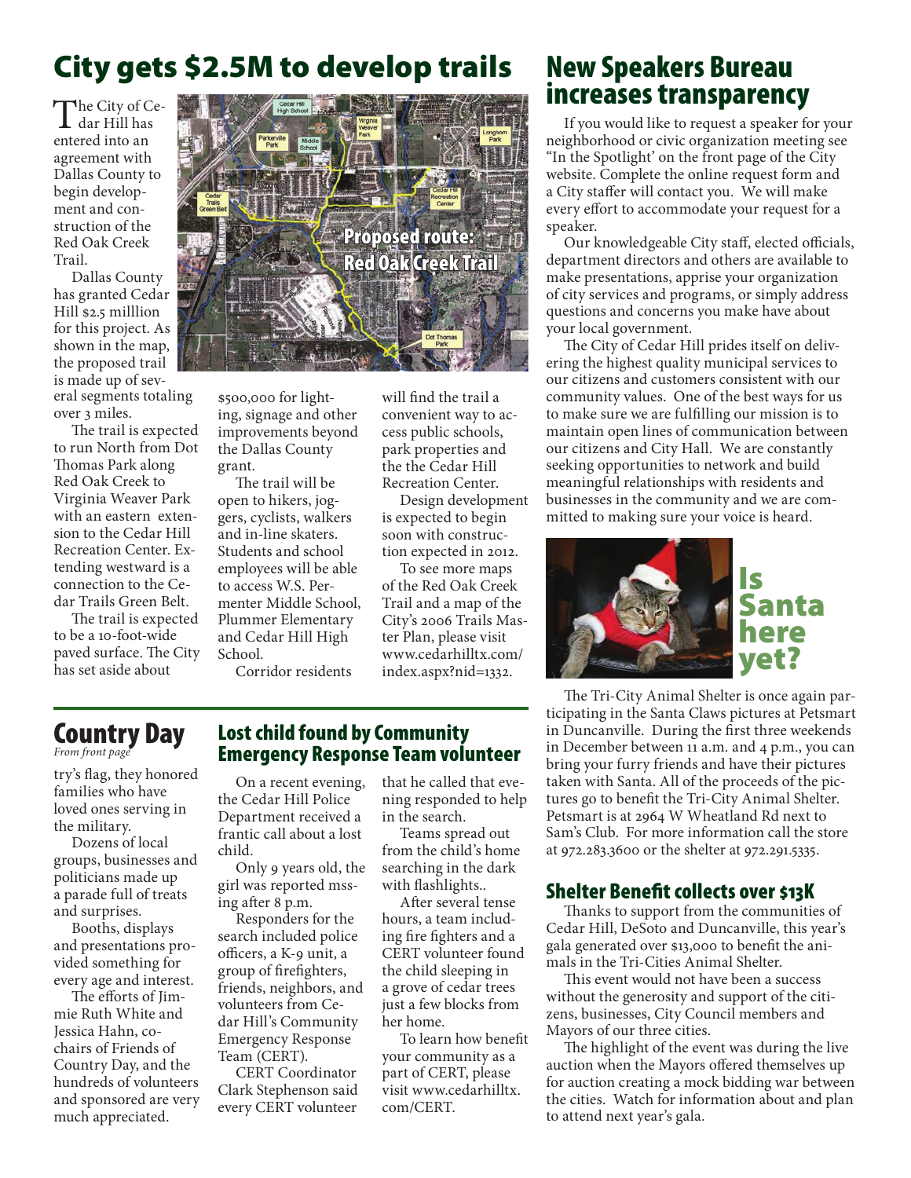# City gets $2.5M to develop trails

The City of Cedar Hill has entered into an agreement with Dallas County to begin development and construction of the Red Oak Creek Trail.

Dallas County has granted Cedar Hill $2.5 milllion for this project. As shown in the map, the proposed trail is made up of several segments totaling over 3 miles.

The trail is expected to run North from Dot Thomas Park along Red Oak Creek to Virginia Weaver Park with an eastern extension to the Cedar Hill Recreation Center. Extending westward is a connection to the Cedar Trails Green Belt.

The trail is expected to be a 10-foot-wide paved surface. The City has set aside about $500,000 for lighting, signage and other improvements beyond the Dallas County grant.

The trail will be open to hikers, joggers, cyclists, walkers and in-line skaters. Students and school employees will be able to access W.S. Permenter Middle School, Plummer Elementary and Cedar Hill High School.

Corridor residents will find the trail a convenient way to access public schools, park properties and the the Cedar Hill Recreation Center.

Design development is expected to begin soon with construction expected in 2012.

To see more maps of the Red Oak Creek Trail and a map of the City's 2006 Trails Master Plan, please visit www.cedarhilltx.com/index.aspx?nid=1332.

# New Speakers Bureau increases transparency

If you would like to request a speaker for your neighborhood or civic organization meeting see "In the Spotlight" on the front page of the City website. Complete the online request form and a City staffer will contact you. We will make every effort to accommodate your request for a speaker.

Our knowledgeable City staff, elected officials, department directors and others are available to make presentations, apprise your organization of city services and programs, or simply address questions and concerns you make have about your local government.

The City of Cedar Hill prides itself on delivering the highest quality municipal services to our citizens and customers consistent with our community values. One of the best ways for us to make sure we are fulfilling our mission is to maintain open lines of communication between our citizens and City Hall. We are constantly seeking opportunities to network and build meaningful relationships with residents and businesses in the community and we are committed to making sure your voice is heard.

# Is Santa here yet?

The Tri-City Animal Shelter is once again participating in the Santa Claws pictures at Petsmart in Duncanville. During the first three weekends in December between 11 a.m. and 4 p.m., you can bring your furry friends and have their pictures taken with Santa. All of the proceeds of the pictures go to benefit the Tri-City Animal Shelter. Petsmart is at 2964 W Wheatland Rd next to Sam's Club. For more information call the store at 972.283.3600 or the shelter at 972.291.5335.

# Country Day

*From front page*

try's flag, they honored families who have loved ones serving in the military.

Dozens of local groups, businesses and politicians made up a parade full of treats and surprises.

Booths, displays and presentations provided something for every age and interest.

The efforts of Jimmie Ruth White and Jessica Hahn, co-chairs of Friends of Country Day, and the hundreds of volunteers and sponsored are very much appreciated.

## Lost child found by Community Emergency Response Team volunteer

On a recent evening, the Cedar Hill Police Department received a frantic call about a lost child.

Only 9 years old, the girl was reported mssing after 8 p.m.

Responders for the search included police officers, a K-9 unit, a group of firefighters, friends, neighbors, and volunteers from Cedar Hill's Community Emergency Response Team (CERT).

CERT Coordinator Clark Stephenson said every CERT volunteer that he called that evening responded to help in the search.

Teams spread out from the child's home searching in the dark with flashlights..

After several tense hours, a team including fire fighters and a CERT volunteer found the child sleeping in a grove of cedar trees just a few blocks from her home.

To learn how benefit your community as a part of CERT, please visit www.cedarhilltx.com/CERT.

## Shelter Benefit collects over $13K

Thanks to support from the communities of Cedar Hill, DeSoto and Duncanville, this year's gala generated over $13,000 to benefit the animals in the Tri-Cities Animal Shelter.

This event would not have been a success without the generosity and support of the citizens, businesses, City Council members and Mayors of our three cities.

The highlight of the event was during the live auction when the Mayors offered themselves up for auction creating a mock bidding war between the cities. Watch for information about and plan to attend next year's gala.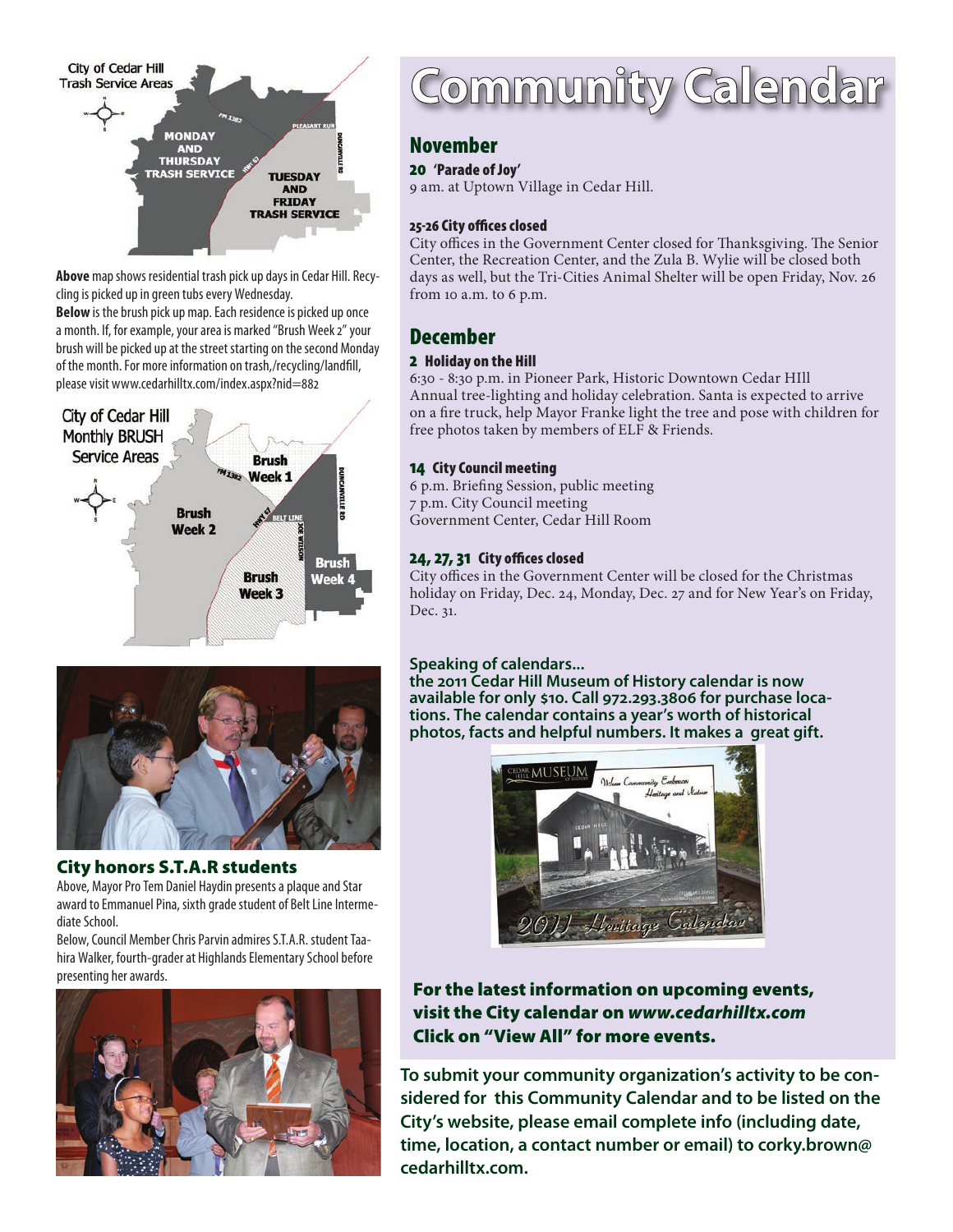**Above** map shows residential trash pick up days in Cedar Hill. Recycling is picked up in green tubs every Wednesday.

**Below** is the brush pick up map. Each residence is picked up once a month. If, for example, your area is marked "Brush Week 2" your brush will be picked up at the street starting on the second Monday of the month. For more information on trash,/recycling/landfill, please visit www.cedarhilltx.com/index.aspx?nid=882

## City honors S.T.A.R students

Above, Mayor Pro Tem Daniel Haydin presents a plaque and Star award to Emmanuel Pina, sixth grade student of Belt Line Intermediate School.

Below, Council Member Chris Parvin admires S.T.A.R. student Taahira Walker, fourth-grader at Highlands Elementary School before presenting her awards.

# Community Calendar

## November

### 20 'Parade of Joy'

9 am. at Uptown Village in Cedar Hill.

### 25-26 City offices closed

City offices in the Government Center closed for Thanksgiving. The Senior Center, the Recreation Center, and the Zula B. Wylie will be closed both days as well, but the Tri-Cities Animal Shelter will be open Friday, Nov. 26 from 10 a.m. to 6 p.m.

## December

### 2 Holiday on the Hill

6:30 - 8:30 p.m. in Pioneer Park, Historic Downtown Cedar HIll

Annual tree-lighting and holiday celebration. Santa is expected to arrive on a fire truck, help Mayor Franke light the tree and pose with children for free photos taken by members of ELF & Friends.

### 14 City Council meeting

6 p.m. Briefing Session, public meeting
7 p.m. City Council meeting
Government Center, Cedar Hill Room

### 24, 27, 31 City offices closed

City offices in the Government Center will be closed for the Christmas holiday on Friday, Dec. 24, Monday, Dec. 27 and for New Year's on Friday, Dec. 31.

**Speaking of calendars...**
**the 2011 Cedar Hill Museum of History calendar is now available for only $10. Call 972.293.3806 for purchase locations. The calendar contains a year's worth of historical photos, facts and helpful numbers. It makes a great gift.**

**For the latest information on upcoming events, visit the City calendar on *www.cedarhilltx.com* Click on "View All" for more events.**

**To submit your community organization's activity to be considered for this Community Calendar and to be listed on the City's website, please email complete info (including date, time, location, a contact number or email) to corky.brown@cedarhilltx.com.**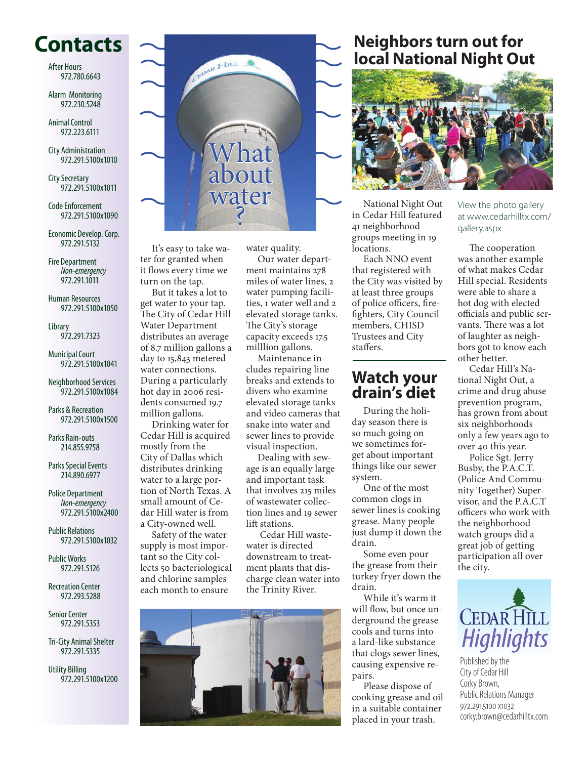# Contacts

After Hours
972.780.6643

Alarm Monitoring
972.230.5248

Animal Control
972.223.6111

City Administration
972.291.5100x1010

City Secretary
972.291.5100x1011

Code Enforcement
972.291.5100x1090

Economic Develop. Corp.
972.291.5132

Fire Department
*Non-emergency*
972.291.1011

Human Resources
972.291.5100x1050

Library
972.291.7323

Municipal Court
972.291.5100x1041

Neighborhood Services
972.291.5100x1084

Parks & Recreation
972.291.5100x1500

Parks Rain-outs
214.855.9758

Parks Special Events
214.890.6977

Police Department
*Non-emergency*
972.291.5100x2400

Public Relations
972.291.5100x1032

Public Works
972.291.5126

Recreation Center
972.293.5288

Senior Center
972.291.5353

Tri-City Animal Shelter
972.291.5335

Utility Billing
972.291.5100x1200

# What about water?

It's easy to take water for granted when it flows every time we turn on the tap.

But it takes a lot to get water to your tap. The City of Cedar Hill Water Department distributes an average of 8.7 million gallons a day to 15,843 metered water connections. During a particularly hot day in 2006 residents consumed 19.7 million gallons.

Drinking water for Cedar Hill is acquired mostly from the City of Dallas which distributes drinking water to a large portion of North Texas. A small amount of Cedar Hill water is from a City-owned well.

Safety of the water supply is most important so the City collects 50 bacteriological and chlorine samples each month to ensure water quality.

Our water department maintains 278 miles of water lines, 2 water pumping facilities, 1 water well and 2 elevated storage tanks. The City's storage capacity exceeds 17.5 milllion gallons.

Maintenance includes repairing line breaks and extends to divers who examine elevated storage tanks and video cameras that snake into water and sewer lines to provide visual inspection.

Dealing with sewage is an equally large and important task that involves 215 miles of wastewater collection lines and 19 sewer lift stations.

Cedar Hill wastewater is directed downstream to treatment plants that discharge clean water into the Trinity River.

# Neighbors turn out for local National Night Out

National Night Out in Cedar Hill featured 41 neighborhood groups meeting in 19 locations.

Each NNO event that registered with the City was visited by at least three groups of police officers, firefighters, City Council members, CHISD Trustees and City staffers.

View the photo gallery at www.cedarhilltx.com/gallery.aspx

The cooperation was another example of what makes Cedar Hill special. Residents were able to share a hot dog with elected officials and public servants. There was a lot of laughter as neighbors got to know each other better.

Cedar Hill's National Night Out, a crime and drug abuse prevention program, has grown from about six neighborhoods only a few years ago to over 40 this year.

Police Sgt. Jerry Busby, the P.A.C.T. (Police And Community Together) Supervisor, and the P.A.C.T officers who work with the neighborhood watch groups did a great job of getting participation all over the city.

# Watch your drain's diet

During the holiday season there is so much going on we sometimes forget about important things like our sewer system.

One of the most common clogs in sewer lines is cooking grease. Many people just dump it down the drain.

Some even pour the grease from their turkey fryer down the drain.

While it's warm it will flow, but once underground the grease cools and turns into a lard-like substance that clogs sewer lines, causing expensive repairs.

Please dispose of cooking grease and oil in a suitable container placed in your trash.

CEDAR HILL *Highlights*

Published by the City of Cedar Hill
Corky Brown,
Public Relations Manager
972.291.5100 x1032
corky.brown@cedarhilltx.com